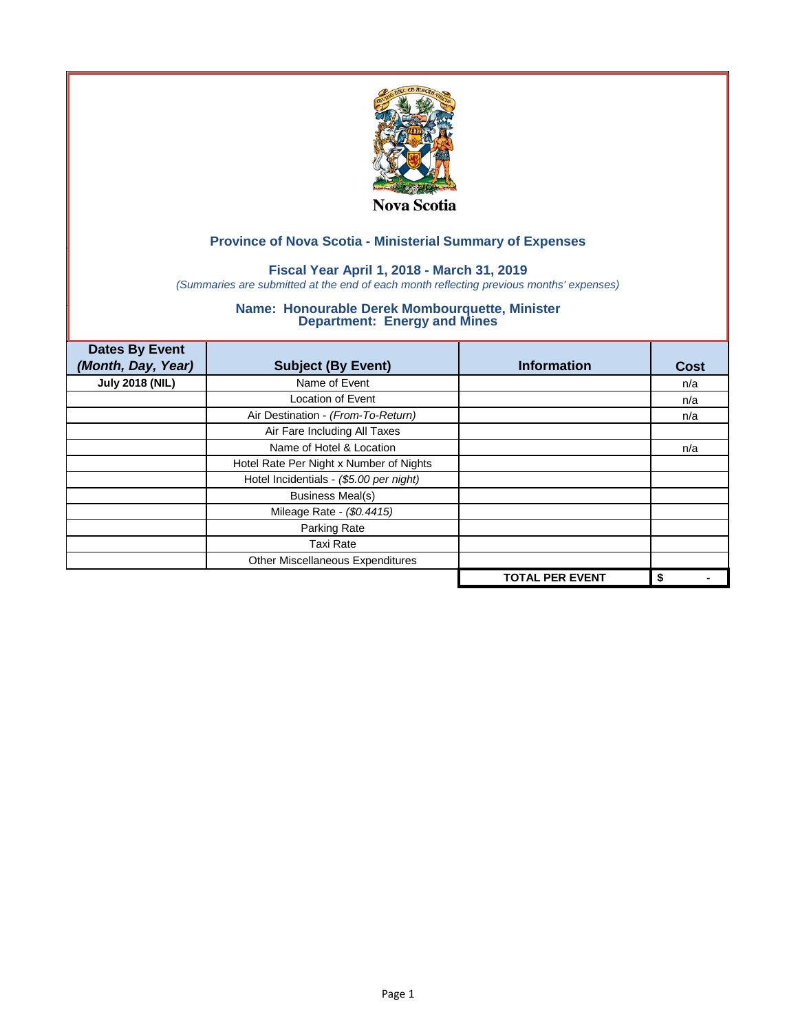Nova Scotia

## Province of Nova Scotia - Ministerial Summary of Expenses

### Fiscal Year April 1, 2018 - March 31, 2019

*(Summaries are submitted at the end of each month reflecting previous months' expenses)*

### Name: Honourable Derek Mombourquette, Minister
### Department: Energy and Mines

| Dates By Event *(Month, Day, Year)* | Subject (By Event) | Information | Cost |
|---|---|---|---|
| **July 2018 (NIL)** | Name of Event | | n/a |
| | Location of Event | | n/a |
| | Air Destination - *(From-To-Return)* | | n/a |
| | Air Fare Including All Taxes | | |
| | Name of Hotel & Location | | n/a |
| | Hotel Rate Per Night x Number of Nights | | |
| | Hotel Incidentials - *($5.00 per night)* | | |
| | Business Meal(s) | | |
| | Mileage Rate - *($0.4415)* | | |
| | Parking Rate | | |
| | Taxi Rate | | |
| | Other Miscellaneous Expenditures | | |
| | | **TOTAL PER EVENT** | **$ -** |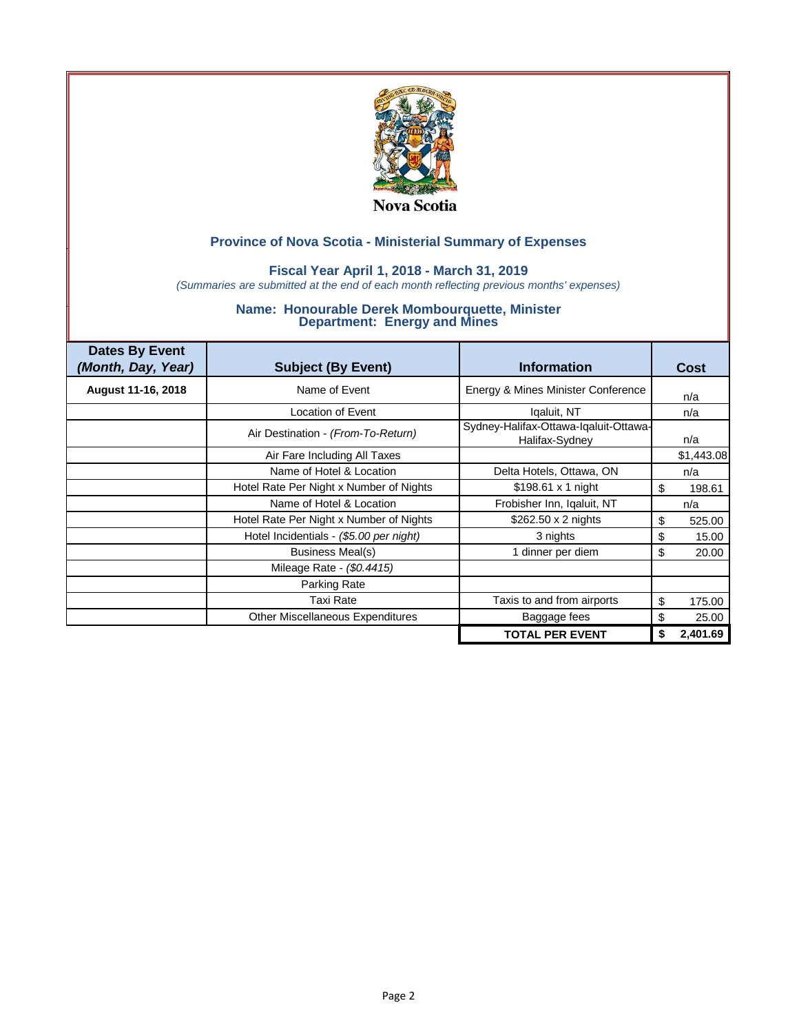Nova Scotia

## Province of Nova Scotia - Ministerial Summary of Expenses

### Fiscal Year April 1, 2018 - March 31, 2019

*(Summaries are submitted at the end of each month reflecting previous months' expenses)*

### Name: Honourable Derek Mombourquette, Minister
### Department: Energy and Mines

| Dates By Event *(Month, Day, Year)* | Subject (By Event) | Information | Cost |
|---|---|---|---|
| **August 11-16, 2018** | Name of Event | Energy & Mines Minister Conference | n/a |
| | Location of Event | Iqaluit, NT | n/a |
| | Air Destination - *(From-To-Return)* | Sydney-Halifax-Ottawa-Iqaluit-Ottawa-Halifax-Sydney | n/a |
| | Air Fare Including All Taxes | | $1,443.08 |
| | Name of Hotel & Location | Delta Hotels, Ottawa, ON | n/a |
| | Hotel Rate Per Night x Number of Nights | $198.61 x 1 night | $ 198.61 |
| | Name of Hotel & Location | Frobisher Inn, Iqaluit, NT | n/a |
| | Hotel Rate Per Night x Number of Nights | $262.50 x 2 nights | $ 525.00 |
| | Hotel Incidentials - *($5.00 per night)* | 3 nights | $ 15.00 |
| | Business Meal(s) | 1 dinner per diem | $ 20.00 |
| | Mileage Rate - *($0.4415)* | | |
| | Parking Rate | | |
| | Taxi Rate | Taxis to and from airports | $ 175.00 |
| | Other Miscellaneous Expenditures | Baggage fees | $ 25.00 |
| | | **TOTAL PER EVENT** | **$ 2,401.69** |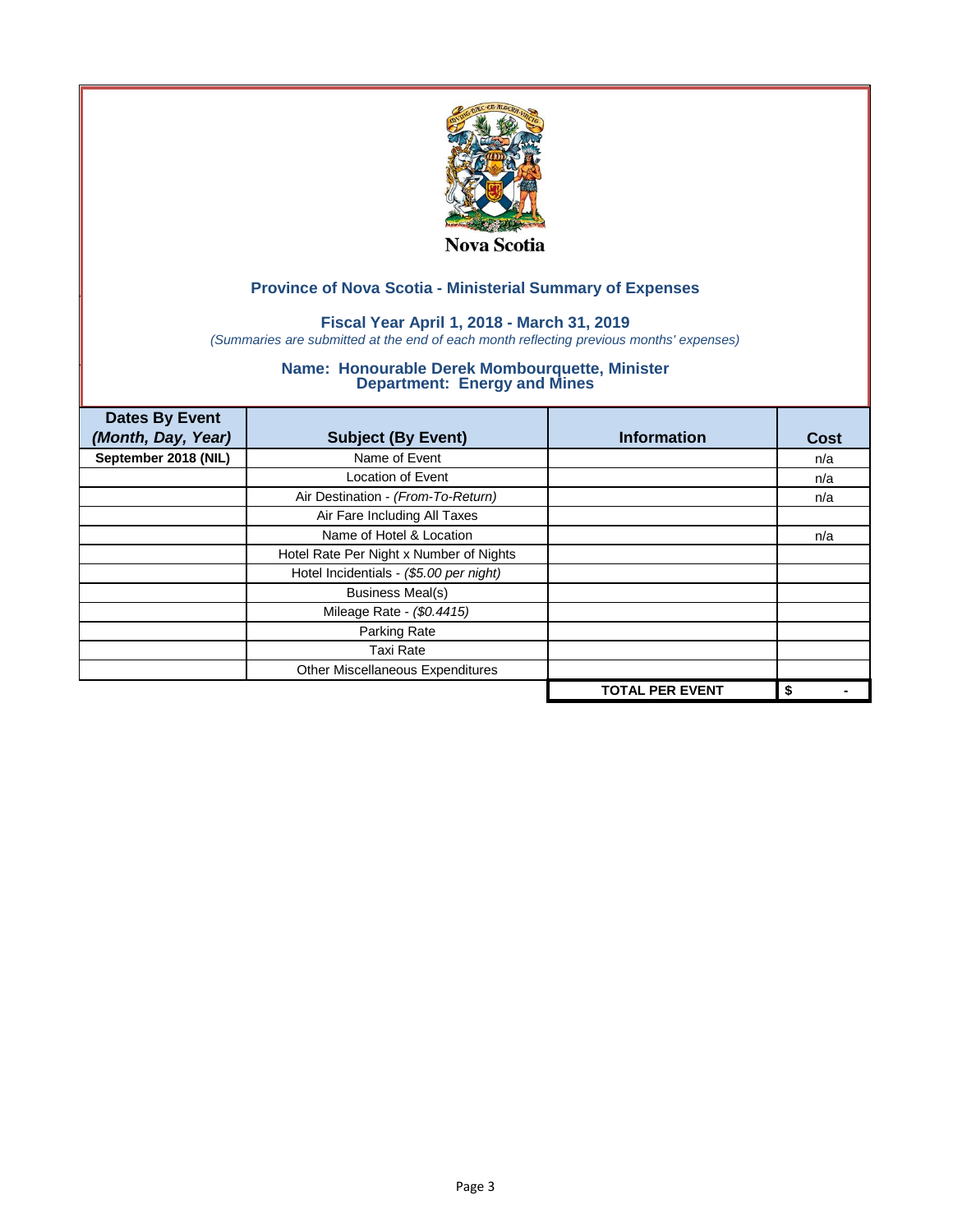Nova Scotia

## Province of Nova Scotia - Ministerial Summary of Expenses

### Fiscal Year April 1, 2018 - March 31, 2019

*(Summaries are submitted at the end of each month reflecting previous months' expenses)*

### Name: Honourable Derek Mombourquette, Minister
### Department: Energy and Mines

| Dates By Event *(Month, Day, Year)* | Subject (By Event) | Information | Cost |
|---|---|---|---|
| **September 2018 (NIL)** | Name of Event | | n/a |
| | Location of Event | | n/a |
| | Air Destination - *(From-To-Return)* | | n/a |
| | Air Fare Including All Taxes | | |
| | Name of Hotel & Location | | n/a |
| | Hotel Rate Per Night x Number of Nights | | |
| | Hotel Incidentials - *($5.00 per night)* | | |
| | Business Meal(s) | | |
| | Mileage Rate - *($0.4415)* | | |
| | Parking Rate | | |
| | Taxi Rate | | |
| | Other Miscellaneous Expenditures | | |
| | | **TOTAL PER EVENT** | **$ -** |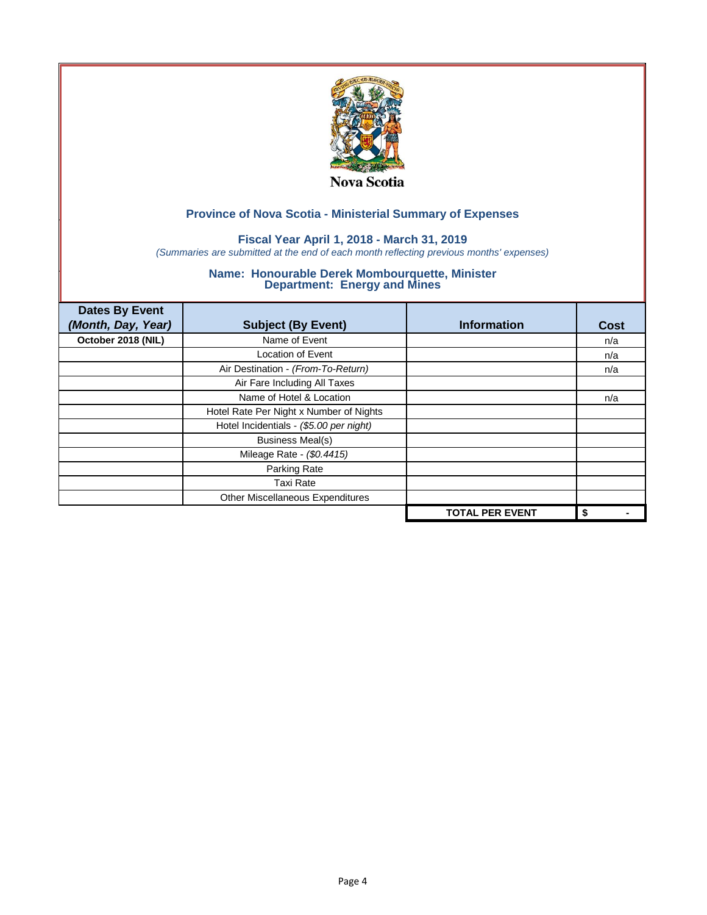Nova Scotia

## Province of Nova Scotia - Ministerial Summary of Expenses

### Fiscal Year April 1, 2018 - March 31, 2019

*(Summaries are submitted at the end of each month reflecting previous months' expenses)*

### Name: Honourable Derek Mombourquette, Minister
### Department: Energy and Mines

| Dates By Event *(Month, Day, Year)* | Subject (By Event) | Information | Cost |
|---|---|---|---|
| **October 2018 (NIL)** | Name of Event | | n/a |
| | Location of Event | | n/a |
| | Air Destination - *(From-To-Return)* | | n/a |
| | Air Fare Including All Taxes | | |
| | Name of Hotel & Location | | n/a |
| | Hotel Rate Per Night x Number of Nights | | |
| | Hotel Incidentials - *($5.00 per night)* | | |
| | Business Meal(s) | | |
| | Mileage Rate - *($0.4415)* | | |
| | Parking Rate | | |
| | Taxi Rate | | |
| | Other Miscellaneous Expenditures | | |
| | | **TOTAL PER EVENT** | **$ -** |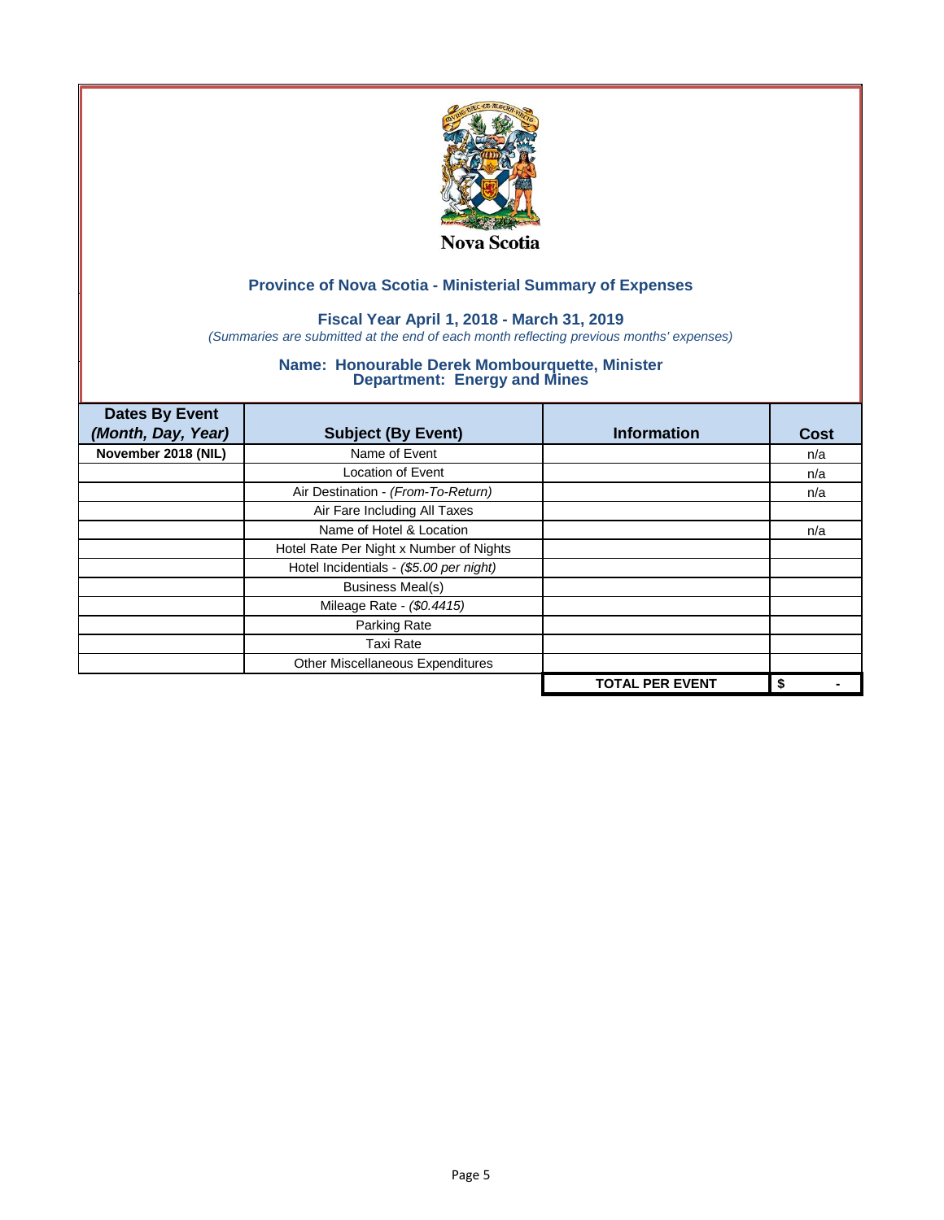Nova Scotia

## Province of Nova Scotia - Ministerial Summary of Expenses

### Fiscal Year April 1, 2018 - March 31, 2019

*(Summaries are submitted at the end of each month reflecting previous months' expenses)*

### Name: Honourable Derek Mombourquette, Minister
### Department: Energy and Mines

| Dates By Event *(Month, Day, Year)* | Subject (By Event) | Information | Cost |
|---|---|---|---|
| **November 2018 (NIL)** | Name of Event | | n/a |
| | Location of Event | | n/a |
| | Air Destination - *(From-To-Return)* | | n/a |
| | Air Fare Including All Taxes | | |
| | Name of Hotel & Location | | n/a |
| | Hotel Rate Per Night x Number of Nights | | |
| | Hotel Incidentials - *($5.00 per night)* | | |
| | Business Meal(s) | | |
| | Mileage Rate - *($0.4415)* | | |
| | Parking Rate | | |
| | Taxi Rate | | |
| | Other Miscellaneous Expenditures | | |
| | | **TOTAL PER EVENT** | **$ -** |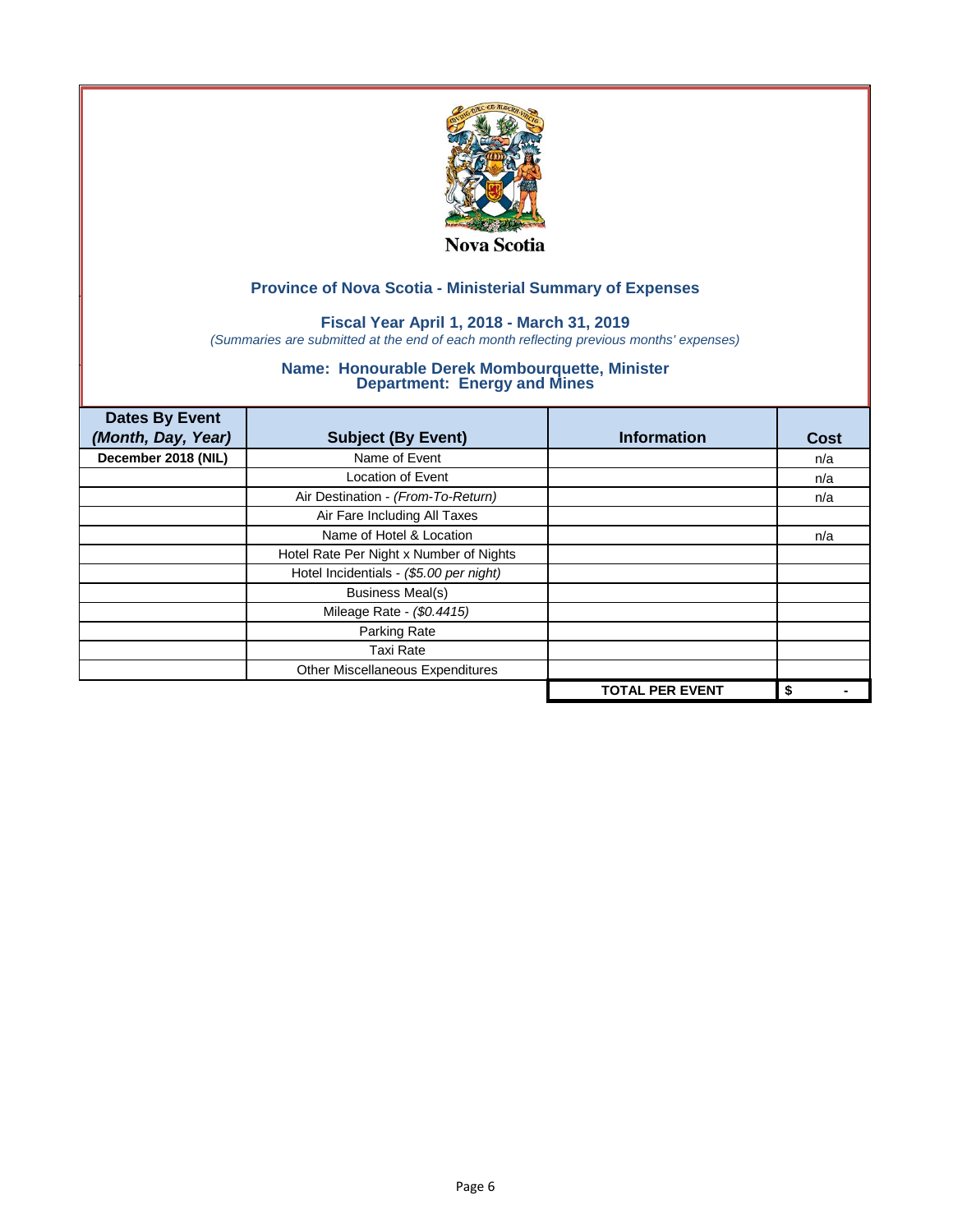Nova Scotia

## Province of Nova Scotia - Ministerial Summary of Expenses

### Fiscal Year April 1, 2018 - March 31, 2019

*(Summaries are submitted at the end of each month reflecting previous months' expenses)*

### Name: Honourable Derek Mombourquette, Minister
### Department: Energy and Mines

| Dates By Event *(Month, Day, Year)* | Subject (By Event) | Information | Cost |
|---|---|---|---|
| December 2018 (NIL) | Name of Event | | n/a |
| | Location of Event | | n/a |
| | Air Destination - *(From-To-Return)* | | n/a |
| | Air Fare Including All Taxes | | |
| | Name of Hotel & Location | | n/a |
| | Hotel Rate Per Night x Number of Nights | | |
| | Hotel Incidentials - *($5.00 per night)* | | |
| | Business Meal(s) | | |
| | Mileage Rate - *($0.4415)* | | |
| | Parking Rate | | |
| | Taxi Rate | | |
| | Other Miscellaneous Expenditures | | |
| | | **TOTAL PER EVENT** | **$ -** |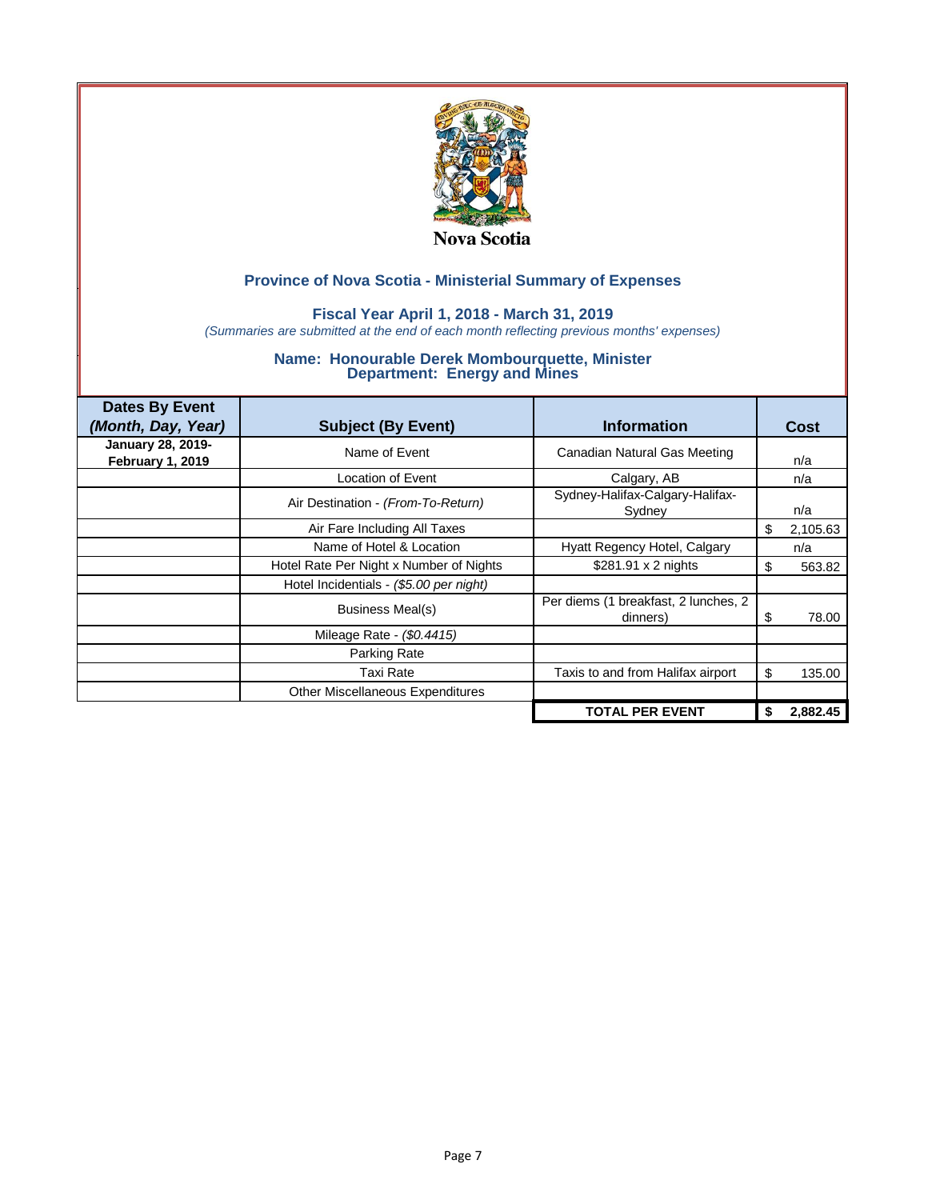Nova Scotia

## Province of Nova Scotia - Ministerial Summary of Expenses

### Fiscal Year April 1, 2018 - March 31, 2019

*(Summaries are submitted at the end of each month reflecting previous months' expenses)*

### Name: Honourable Derek Mombourquette, Minister
### Department: Energy and Mines

| Dates By Event *(Month, Day, Year)* | Subject (By Event) | Information | Cost |
|---|---|---|---|
| **January 28, 2019- February 1, 2019** | Name of Event | Canadian Natural Gas Meeting | n/a |
| | Location of Event | Calgary, AB | n/a |
| | Air Destination - *(From-To-Return)* | Sydney-Halifax-Calgary-Halifax-Sydney | n/a |
| | Air Fare Including All Taxes | | $ 2,105.63 |
| | Name of Hotel & Location | Hyatt Regency Hotel, Calgary | n/a |
| | Hotel Rate Per Night x Number of Nights | $281.91 x 2 nights | $ 563.82 |
| | Hotel Incidentials - *($5.00 per night)* | | |
| | Business Meal(s) | Per diems (1 breakfast, 2 lunches, 2 dinners) | $ 78.00 |
| | Mileage Rate - *($0.4415)* | | |
| | Parking Rate | | |
| | Taxi Rate | Taxis to and from Halifax airport | $ 135.00 |
| | Other Miscellaneous Expenditures | | |
| | | **TOTAL PER EVENT** | **$ 2,882.45** |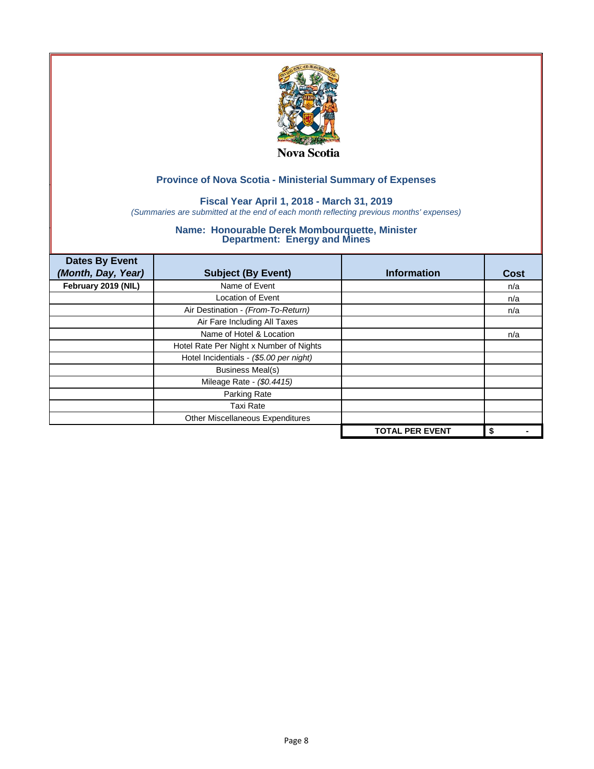Nova Scotia

## Province of Nova Scotia - Ministerial Summary of Expenses

### Fiscal Year April 1, 2018 - March 31, 2019

*(Summaries are submitted at the end of each month reflecting previous months' expenses)*

### Name: Honourable Derek Mombourquette, Minister
### Department: Energy and Mines

| Dates By Event *(Month, Day, Year)* | Subject (By Event) | Information | Cost |
|---|---|---|---|
| **February 2019 (NIL)** | Name of Event | | n/a |
| | Location of Event | | n/a |
| | Air Destination - *(From-To-Return)* | | n/a |
| | Air Fare Including All Taxes | | |
| | Name of Hotel & Location | | n/a |
| | Hotel Rate Per Night x Number of Nights | | |
| | Hotel Incidentials - *($5.00 per night)* | | |
| | Business Meal(s) | | |
| | Mileage Rate - *($0.4415)* | | |
| | Parking Rate | | |
| | Taxi Rate | | |
| | Other Miscellaneous Expenditures | | |
| | | **TOTAL PER EVENT** | **$ -** |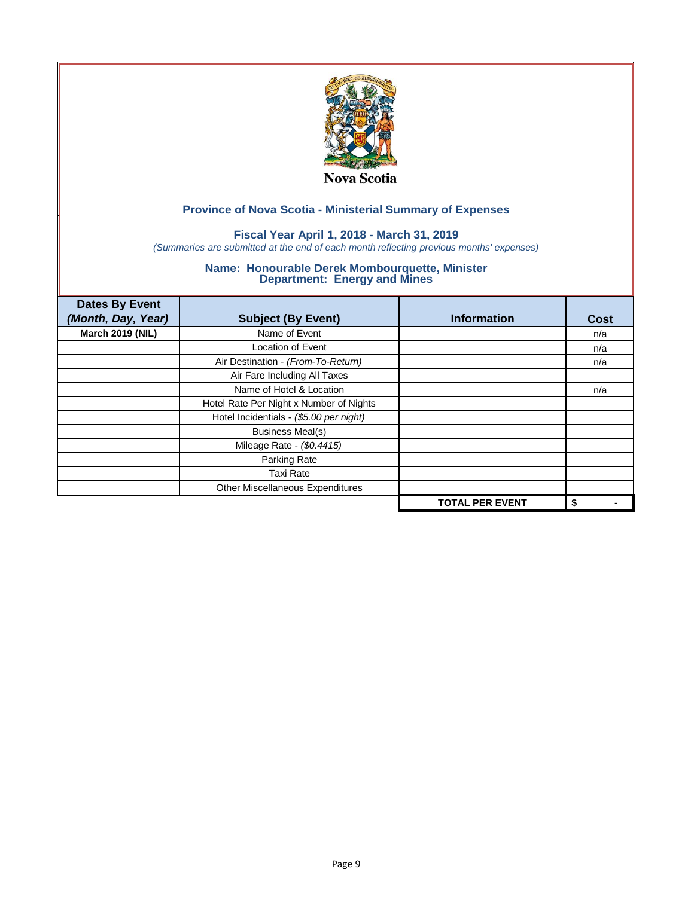Nova Scotia

## Province of Nova Scotia - Ministerial Summary of Expenses

### Fiscal Year April 1, 2018 - March 31, 2019

*(Summaries are submitted at the end of each month reflecting previous months' expenses)*

### Name: Honourable Derek Mombourquette, Minister
### Department: Energy and Mines

| Dates By Event *(Month, Day, Year)* | Subject (By Event) | Information | Cost |
|---|---|---|---|
| **March 2019 (NIL)** | Name of Event | | n/a |
| | Location of Event | | n/a |
| | Air Destination - *(From-To-Return)* | | n/a |
| | Air Fare Including All Taxes | | |
| | Name of Hotel & Location | | n/a |
| | Hotel Rate Per Night x Number of Nights | | |
| | Hotel Incidentials - *($5.00 per night)* | | |
| | Business Meal(s) | | |
| | Mileage Rate - *($0.4415)* | | |
| | Parking Rate | | |
| | Taxi Rate | | |
| | Other Miscellaneous Expenditures | | |
| | | **TOTAL PER EVENT** | **$ -** |